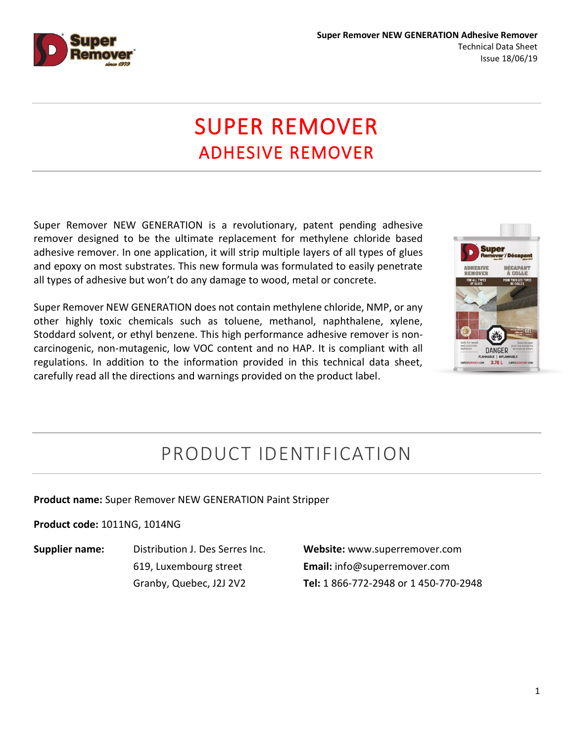# SUPER REMOVER
## ADHESIVE REMOVER

Super Remover NEW GENERATION is a revolutionary, patent pending adhesive remover designed to be the ultimate replacement for methylene chloride based adhesive remover. In one application, it will strip multiple layers of all types of glues and epoxy on most substrates. This new formula was formulated to easily penetrate all types of adhesive but won't do any damage to wood, metal or concrete.

Super Remover NEW GENERATION does not contain methylene chloride, NMP, or any other highly toxic chemicals such as toluene, methanol, naphthalene, xylene, Stoddard solvent, or ethyl benzene. This high performance adhesive remover is non-carcinogenic, non-mutagenic, low VOC content and no HAP. It is compliant with all regulations. In addition to the information provided in this technical data sheet, carefully read all the directions and warnings provided on the product label.

## PRODUCT IDENTIFICATION

**Product name:** Super Remover NEW GENERATION Paint Stripper

**Product code:** 1011NG, 1014NG

**Supplier name:** Distribution J. Des Serres Inc.
619, Luxembourg street
Granby, Quebec, J2J 2V2

**Website:** www.superremover.com
**Email:** info@superremover.com
**Tel:** 1 866-772-2948 or 1 450-770-2948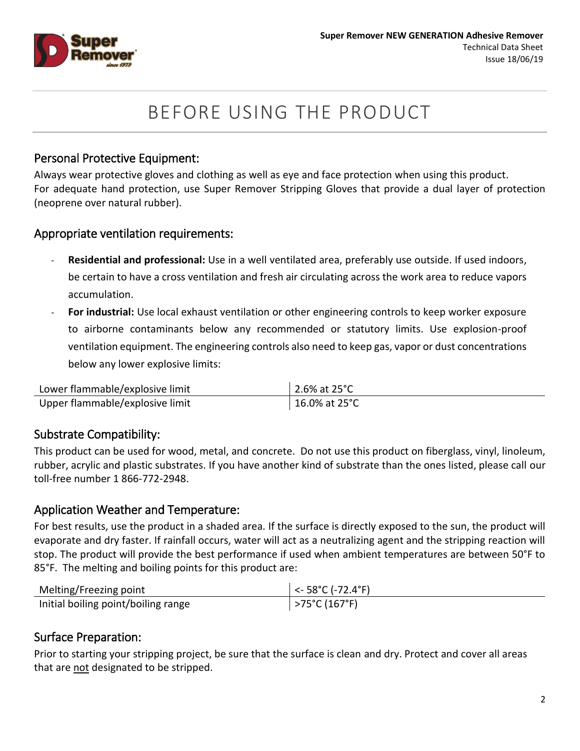# BEFORE USING THE PRODUCT

## Personal Protective Equipment:

Always wear protective gloves and clothing as well as eye and face protection when using this product.
For adequate hand protection, use Super Remover Stripping Gloves that provide a dual layer of protection (neoprene over natural rubber).

## Appropriate ventilation requirements:

- **Residential and professional:** Use in a well ventilated area, preferably use outside. If used indoors, be certain to have a cross ventilation and fresh air circulating across the work area to reduce vapors accumulation.
- **For industrial:** Use local exhaust ventilation or other engineering controls to keep worker exposure to airborne contaminants below any recommended or statutory limits. Use explosion-proof ventilation equipment. The engineering controls also need to keep gas, vapor or dust concentrations below any lower explosive limits:

| | |
|---|---|
| Lower flammable/explosive limit | 2.6% at 25°C |
| Upper flammable/explosive limit | 16.0% at 25°C |

## Substrate Compatibility:

This product can be used for wood, metal, and concrete. Do not use this product on fiberglass, vinyl, linoleum, rubber, acrylic and plastic substrates. If you have another kind of substrate than the ones listed, please call our toll-free number 1 866-772-2948.

## Application Weather and Temperature:

For best results, use the product in a shaded area. If the surface is directly exposed to the sun, the product will evaporate and dry faster. If rainfall occurs, water will act as a neutralizing agent and the stripping reaction will stop. The product will provide the best performance if used when ambient temperatures are between 50°F to 85°F. The melting and boiling points for this product are:

| | |
|---|---|
| Melting/Freezing point | <- 58°C (-72.4°F) |
| Initial boiling point/boiling range | >75°C (167°F) |

## Surface Preparation:

Prior to starting your stripping project, be sure that the surface is clean and dry. Protect and cover all areas that are <u>not</u> designated to be stripped.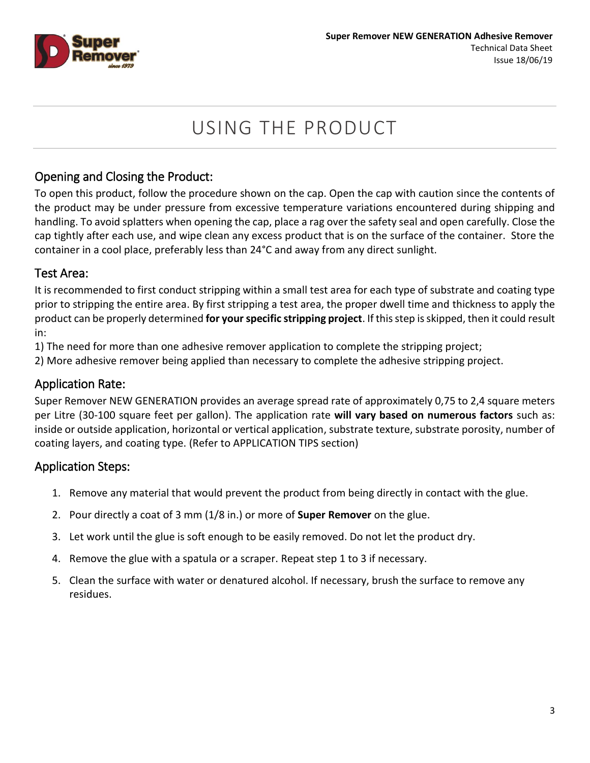# USING THE PRODUCT

## Opening and Closing the Product:

To open this product, follow the procedure shown on the cap. Open the cap with caution since the contents of the product may be under pressure from excessive temperature variations encountered during shipping and handling. To avoid splatters when opening the cap, place a rag over the safety seal and open carefully. Close the cap tightly after each use, and wipe clean any excess product that is on the surface of the container. Store the container in a cool place, preferably less than 24°C and away from any direct sunlight.

## Test Area:

It is recommended to first conduct stripping within a small test area for each type of substrate and coating type prior to stripping the entire area. By first stripping a test area, the proper dwell time and thickness to apply the product can be properly determined **for your specific stripping project**. If this step is skipped, then it could result in:

1) The need for more than one adhesive remover application to complete the stripping project;
2) More adhesive remover being applied than necessary to complete the adhesive stripping project.

## Application Rate:

Super Remover NEW GENERATION provides an average spread rate of approximately 0,75 to 2,4 square meters per Litre (30-100 square feet per gallon). The application rate **will vary based on numerous factors** such as: inside or outside application, horizontal or vertical application, substrate texture, substrate porosity, number of coating layers, and coating type. (Refer to APPLICATION TIPS section)

## Application Steps:

1. Remove any material that would prevent the product from being directly in contact with the glue.
2. Pour directly a coat of 3 mm (1/8 in.) or more of **Super Remover** on the glue.
3. Let work until the glue is soft enough to be easily removed. Do not let the product dry.
4. Remove the glue with a spatula or a scraper. Repeat step 1 to 3 if necessary.
5. Clean the surface with water or denatured alcohol. If necessary, brush the surface to remove any residues.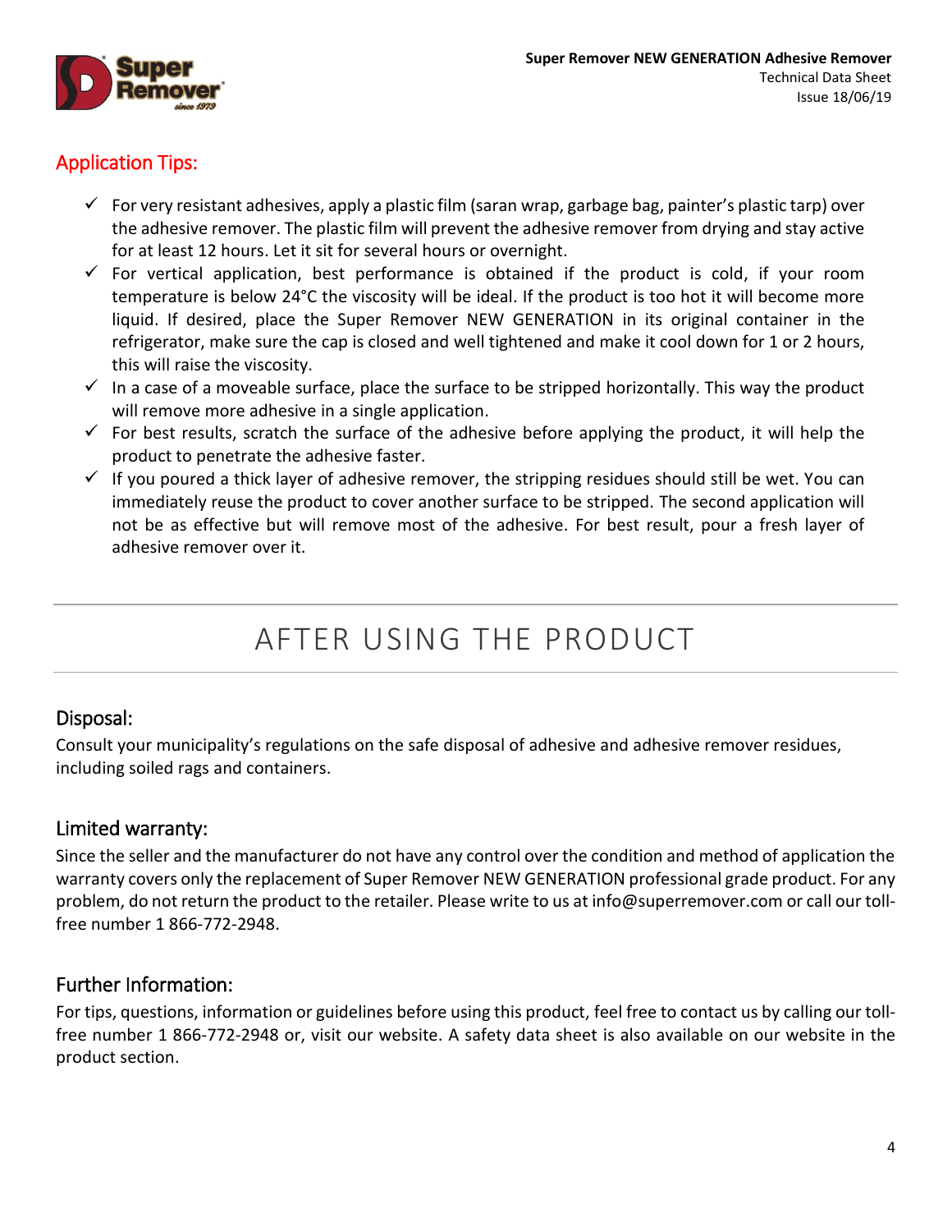## Application Tips:

- ✓ For very resistant adhesives, apply a plastic film (saran wrap, garbage bag, painter's plastic tarp) over the adhesive remover. The plastic film will prevent the adhesive remover from drying and stay active for at least 12 hours. Let it sit for several hours or overnight.
- ✓ For vertical application, best performance is obtained if the product is cold, if your room temperature is below 24°C the viscosity will be ideal. If the product is too hot it will become more liquid. If desired, place the Super Remover NEW GENERATION in its original container in the refrigerator, make sure the cap is closed and well tightened and make it cool down for 1 or 2 hours, this will raise the viscosity.
- ✓ In a case of a moveable surface, place the surface to be stripped horizontally. This way the product will remove more adhesive in a single application.
- ✓ For best results, scratch the surface of the adhesive before applying the product, it will help the product to penetrate the adhesive faster.
- ✓ If you poured a thick layer of adhesive remover, the stripping residues should still be wet. You can immediately reuse the product to cover another surface to be stripped. The second application will not be as effective but will remove most of the adhesive. For best result, pour a fresh layer of adhesive remover over it.

# AFTER USING THE PRODUCT

## Disposal:

Consult your municipality's regulations on the safe disposal of adhesive and adhesive remover residues, including soiled rags and containers.

## Limited warranty:

Since the seller and the manufacturer do not have any control over the condition and method of application the warranty covers only the replacement of Super Remover NEW GENERATION professional grade product. For any problem, do not return the product to the retailer. Please write to us at info@superremover.com or call our toll-free number 1 866-772-2948.

## Further Information:

For tips, questions, information or guidelines before using this product, feel free to contact us by calling our toll-free number 1 866-772-2948 or, visit our website. A safety data sheet is also available on our website in the product section.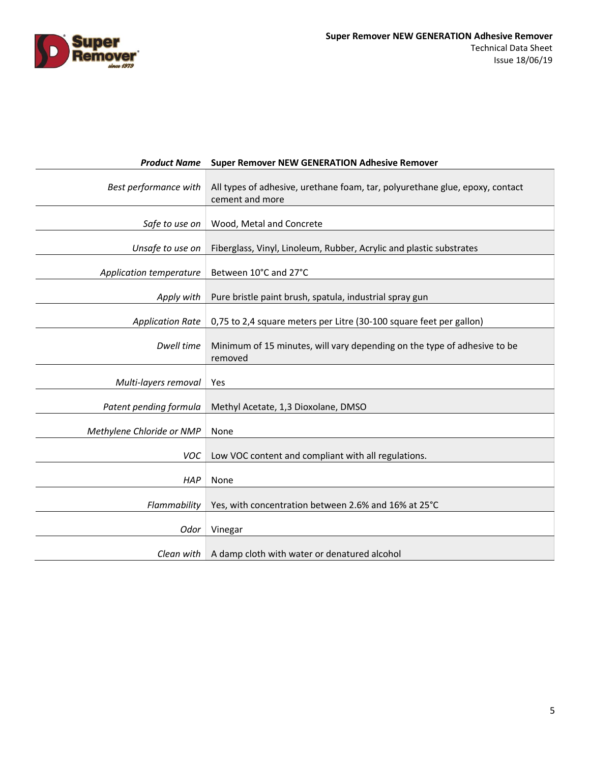| ***Product Name*** | **Super Remover NEW GENERATION Adhesive Remover** |
|---|---|
| *Best performance with* | All types of adhesive, urethane foam, tar, polyurethane glue, epoxy, contact cement and more |
| *Safe to use on* | Wood, Metal and Concrete |
| *Unsafe to use on* | Fiberglass, Vinyl, Linoleum, Rubber, Acrylic and plastic substrates |
| *Application temperature* | Between 10°C and 27°C |
| *Apply with* | Pure bristle paint brush, spatula, industrial spray gun |
| *Application Rate* | 0,75 to 2,4 square meters per Litre (30-100 square feet per gallon) |
| *Dwell time* | Minimum of 15 minutes, will vary depending on the type of adhesive to be removed |
| *Multi-layers removal* | Yes |
| *Patent pending formula* | Methyl Acetate, 1,3 Dioxolane, DMSO |
| *Methylene Chloride or NMP* | None |
| *VOC* | Low VOC content and compliant with all regulations. |
| *HAP* | None |
| *Flammability* | Yes, with concentration between 2.6% and 16% at 25°C |
| *Odor* | Vinegar |
| *Clean with* | A damp cloth with water or denatured alcohol |